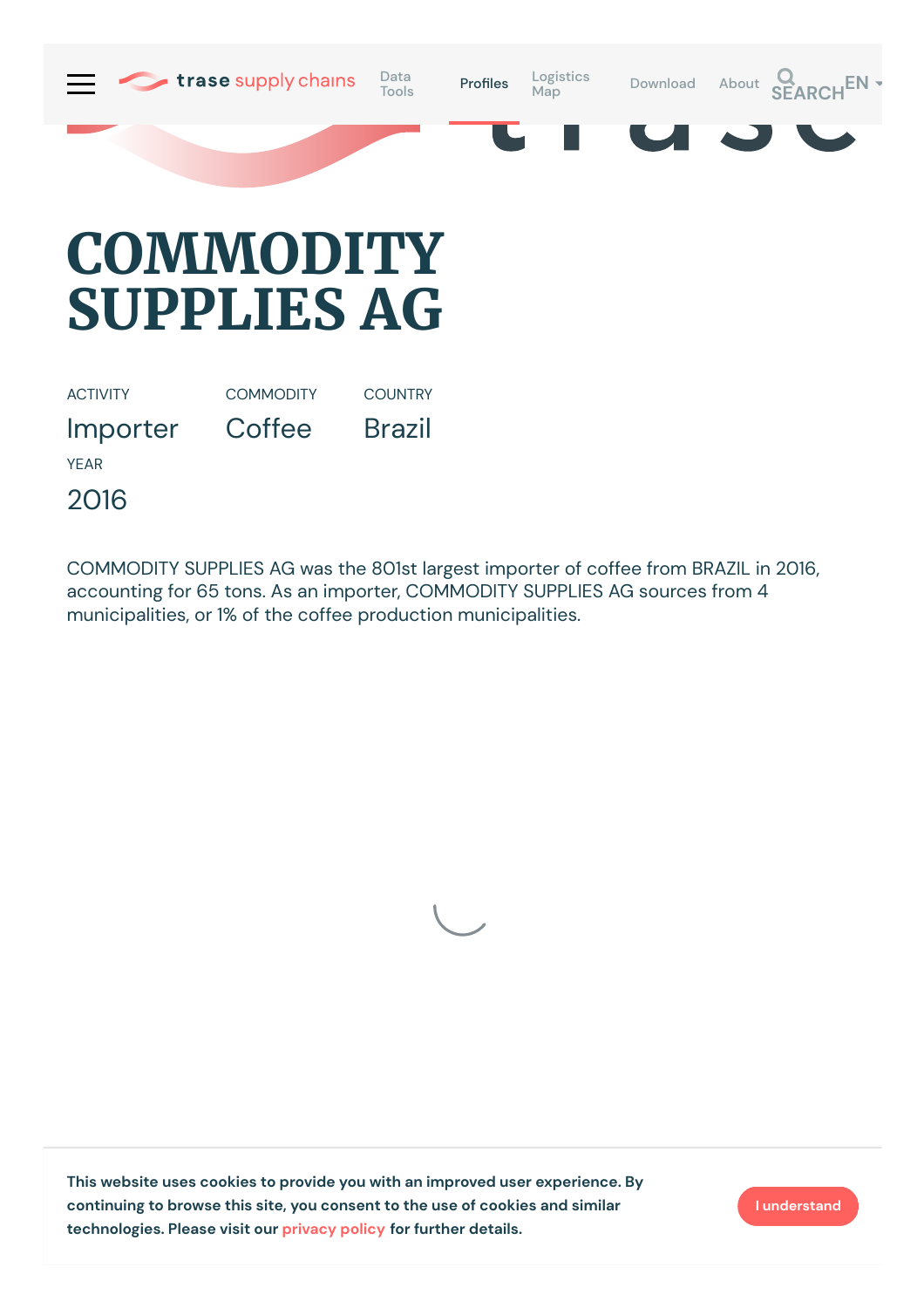# COMMODITY SUPPLIES AG

ACTIVITY
Importer

COMMODITY
Coffee

COUNTRY
Brazil

YEAR
2016

COMMODITY SUPPLIES AG was the 801st largest importer of coffee from BRAZIL in 2016, accounting for 65 tons. As an importer, COMMODITY SUPPLIES AG sources from 4 municipalities, or 1% of the coffee production municipalities.

This website uses cookies to provide you with an improved user experience. By continuing to browse this site, you consent to the use of cookies and similar technologies. Please visit our privacy policy for further details.

I understand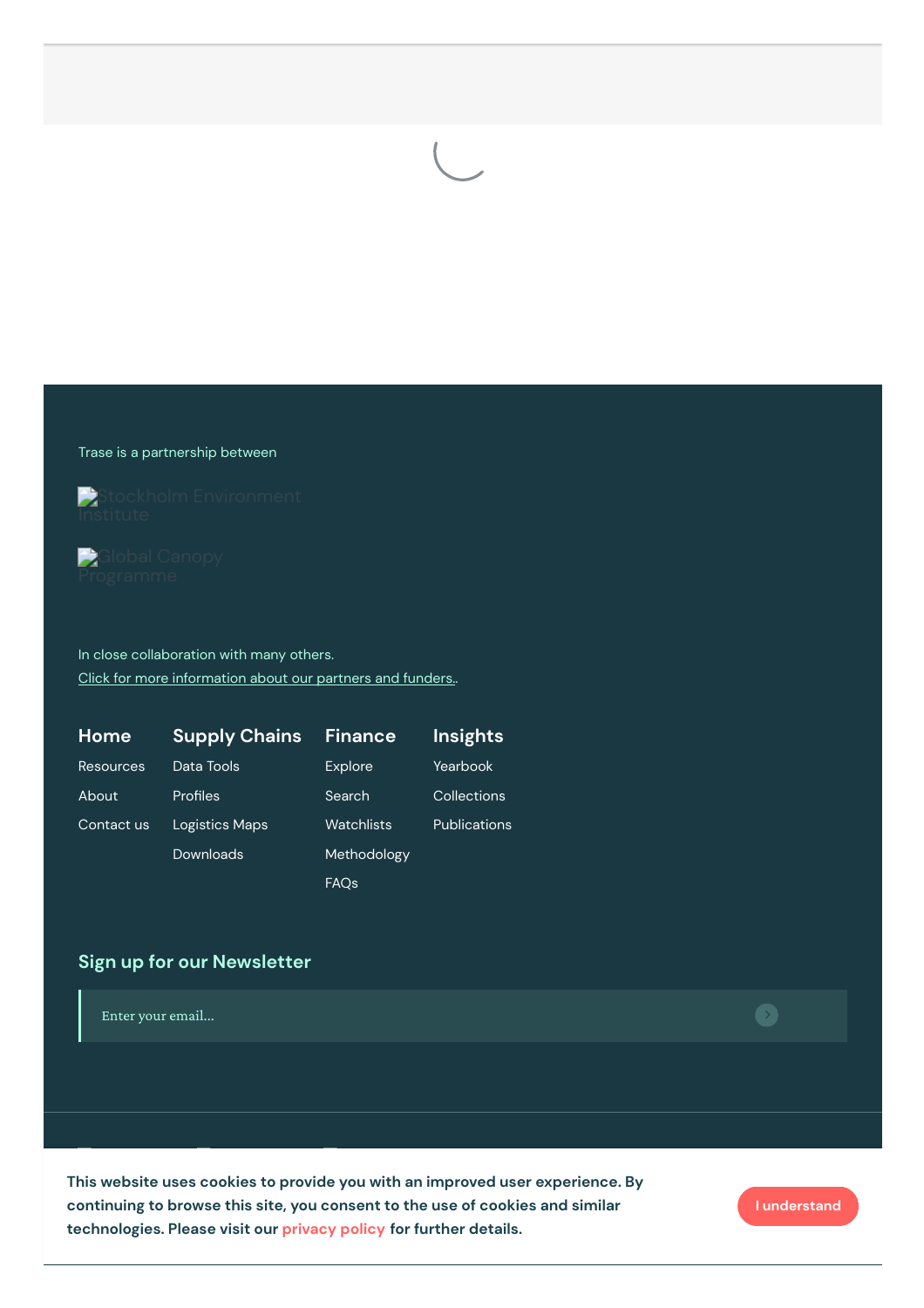Trase is a partnership between

Stockholm Environment Institute

Global Canopy Programme

In close collaboration with many others.
Click for more information about our partners and funders..

| Home | Supply Chains | Finance | Insights |
| --- | --- | --- | --- |
| Resources | Data Tools | Explore | Yearbook |
| About | Profiles | Search | Collections |
| Contact us | Logistics Maps | Watchlists | Publications |
| | Downloads | Methodology | |
| | | FAQs | |

## Sign up for our Newsletter

Enter your email...

This website uses cookies to provide you with an improved user experience. By continuing to browse this site, you consent to the use of cookies and similar technologies. Please visit our privacy policy for further details.

I understand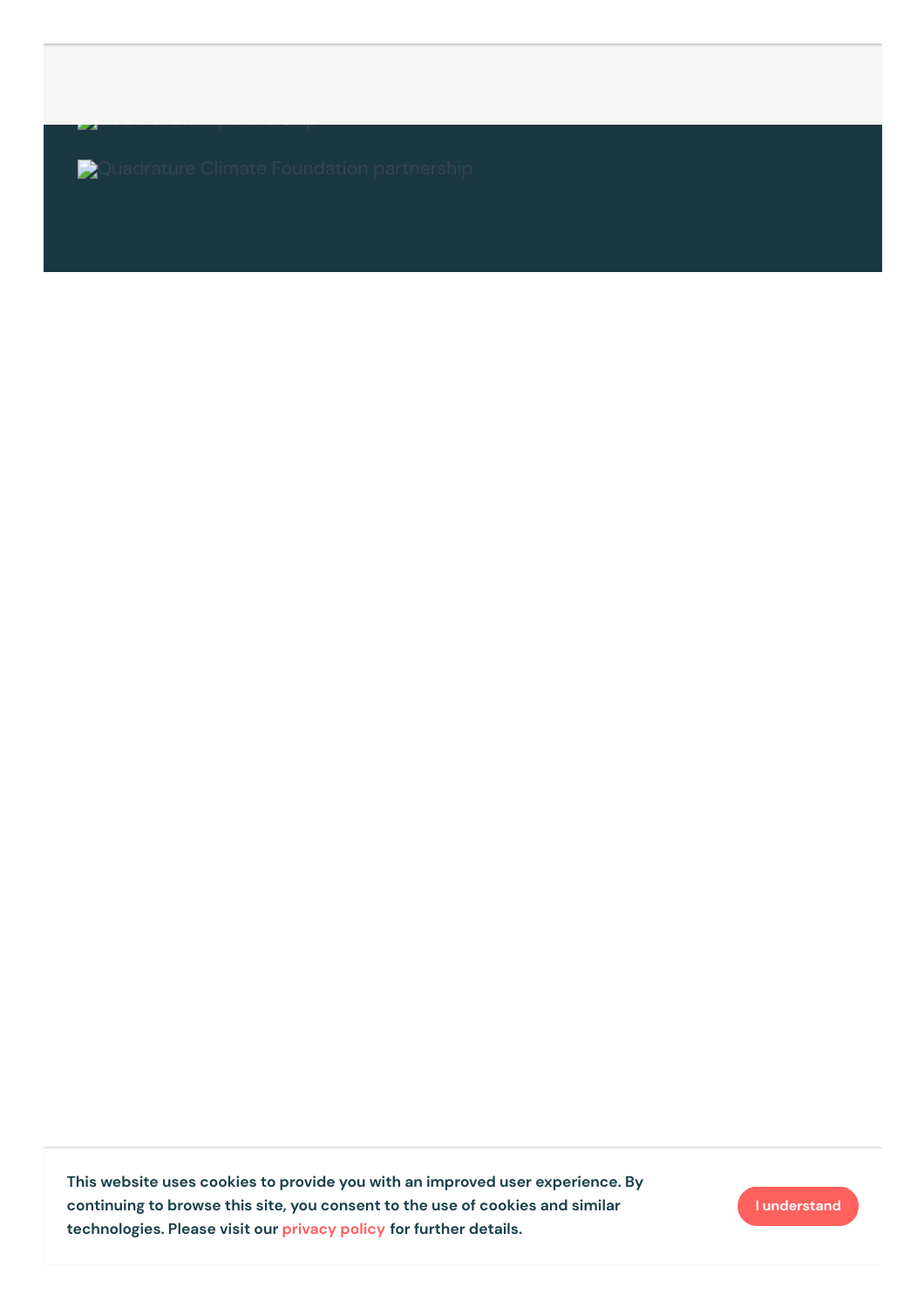Quadrature Climate Foundation partnership

This website uses cookies to provide you with an improved user experience. By continuing to browse this site, you consent to the use of cookies and similar technologies. Please visit our privacy policy for further details.

I understand